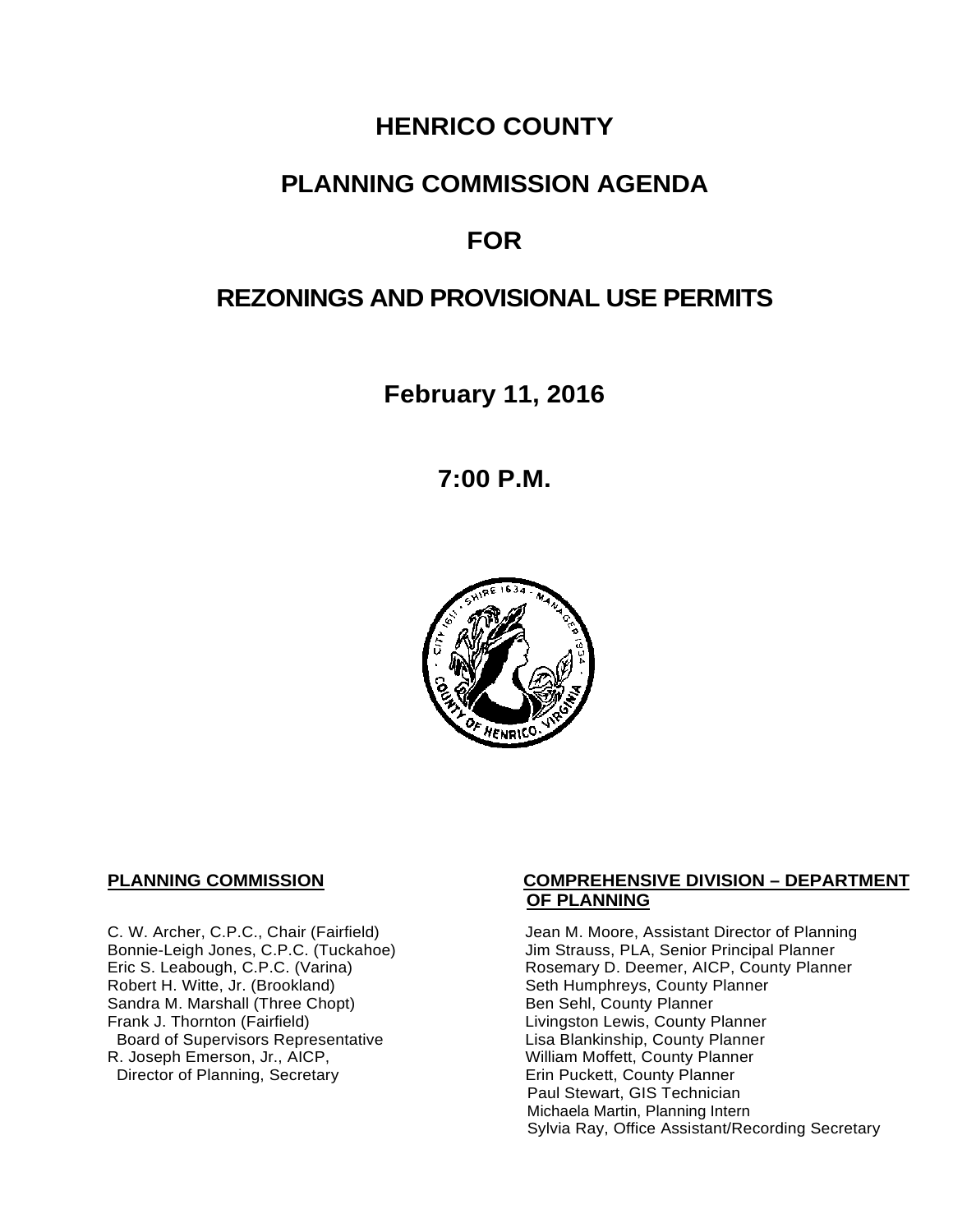# HENRICO COUNTY

# PLANNING COMMISSION AGENDA

# FOR

# REZONINGS AND PROVISIONAL USE PERMITS

## February 11, 2016

## 7:00 P.M.

**PLANNING COMMISSION**

C. W. Archer, C.P.C., Chair (Fairfield)
Bonnie-Leigh Jones, C.P.C. (Tuckahoe)
Eric S. Leabough, C.P.C. (Varina)
Robert H. Witte, Jr. (Brookland)
Sandra M. Marshall (Three Chopt)
Frank J. Thornton (Fairfield)
Board of Supervisors Representative
R. Joseph Emerson, Jr., AICP,
Director of Planning, Secretary

**COMPREHENSIVE DIVISION – DEPARTMENT OF PLANNING**

Jean M. Moore, Assistant Director of Planning
Jim Strauss, PLA, Senior Principal Planner
Rosemary D. Deemer, AICP, County Planner
Seth Humphreys, County Planner
Ben Sehl, County Planner
Livingston Lewis, County Planner
Lisa Blankinship, County Planner
William Moffett, County Planner
Erin Puckett, County Planner
Paul Stewart, GIS Technician
Michaela Martin, Planning Intern
Sylvia Ray, Office Assistant/Recording Secretary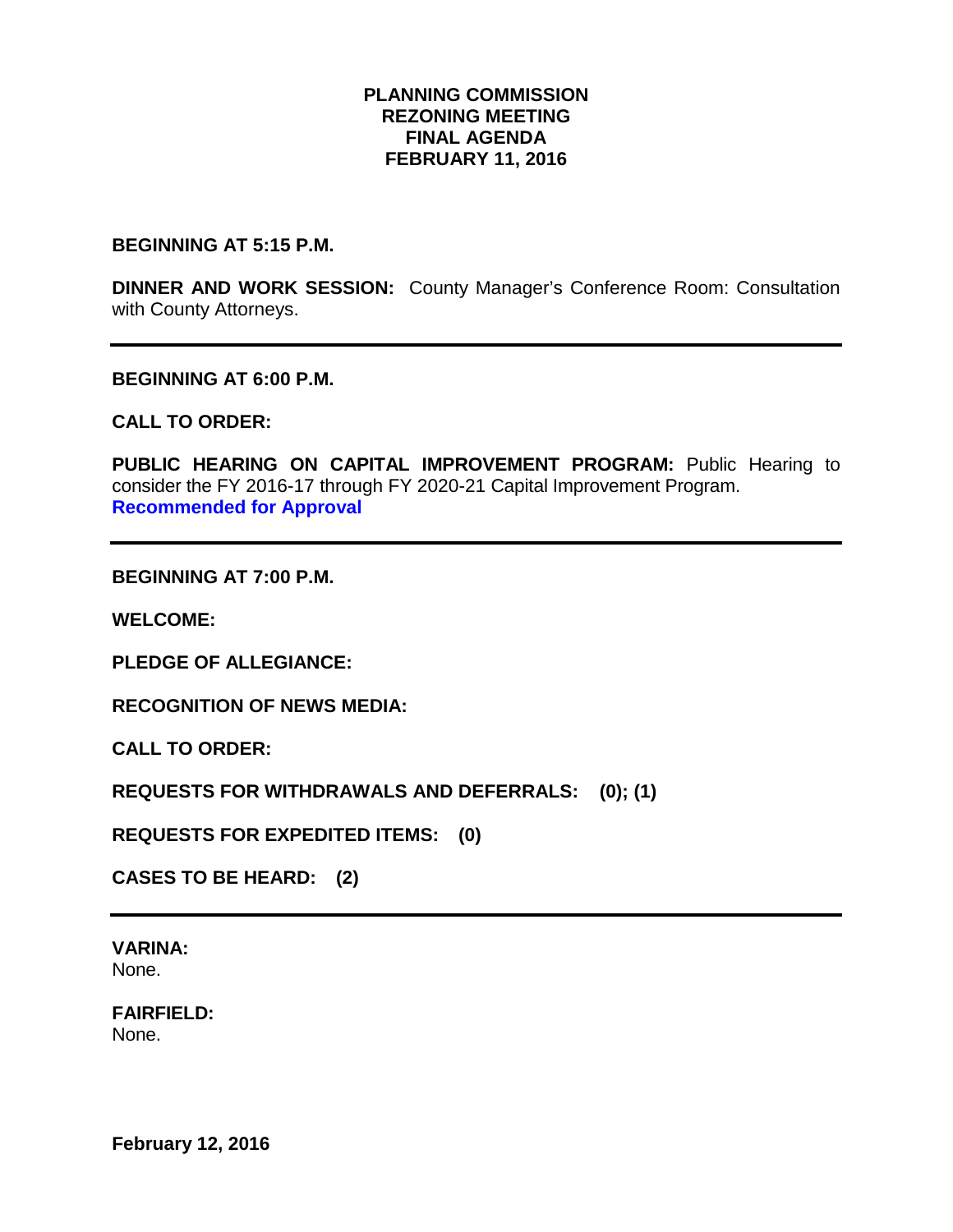# PLANNING COMMISSION
# REZONING MEETING
# FINAL AGENDA
# FEBRUARY 11, 2016

**BEGINNING AT 5:15 P.M.**

**DINNER AND WORK SESSION:** County Manager's Conference Room: Consultation with County Attorneys.

---

**BEGINNING AT 6:00 P.M.**

**CALL TO ORDER:**

**PUBLIC HEARING ON CAPITAL IMPROVEMENT PROGRAM:** Public Hearing to consider the FY 2016-17 through FY 2020-21 Capital Improvement Program. **Recommended for Approval**

---

**BEGINNING AT 7:00 P.M.**

**WELCOME:**

**PLEDGE OF ALLEGIANCE:**

**RECOGNITION OF NEWS MEDIA:**

**CALL TO ORDER:**

**REQUESTS FOR WITHDRAWALS AND DEFERRALS: (0); (1)**

**REQUESTS FOR EXPEDITED ITEMS: (0)**

**CASES TO BE HEARD: (2)**

---

**VARINA:**
None.

**FAIRFIELD:**
None.

**February 12, 2016**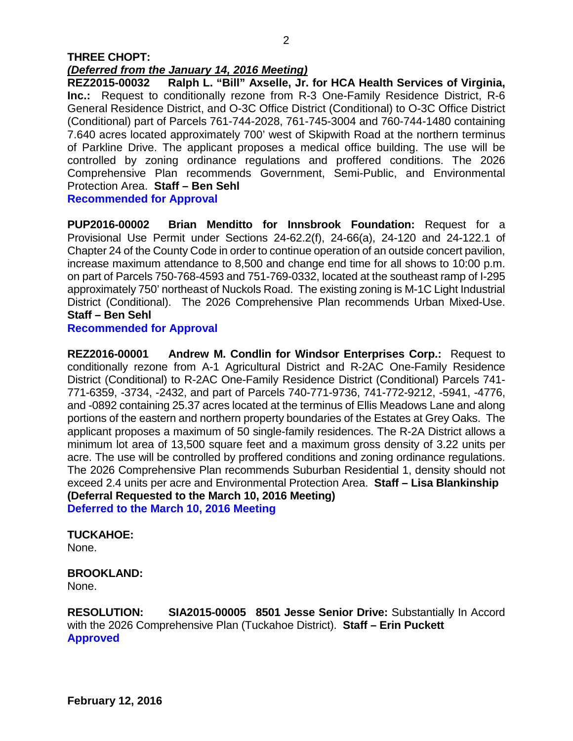**THREE CHOPT:**

***(Deferred from the January 14, 2016 Meeting)***

**REZ2015-00032 Ralph L. "Bill" Axselle, Jr. for HCA Health Services of Virginia, Inc.:** Request to conditionally rezone from R-3 One-Family Residence District, R-6 General Residence District, and O-3C Office District (Conditional) to O-3C Office District (Conditional) part of Parcels 761-744-2028, 761-745-3004 and 760-744-1480 containing 7.640 acres located approximately 700' west of Skipwith Road at the northern terminus of Parkline Drive. The applicant proposes a medical office building. The use will be controlled by zoning ordinance regulations and proffered conditions. The 2026 Comprehensive Plan recommends Government, Semi-Public, and Environmental Protection Area. **Staff – Ben Sehl**

**Recommended for Approval**

**PUP2016-00002 Brian Menditto for Innsbrook Foundation:** Request for a Provisional Use Permit under Sections 24-62.2(f), 24-66(a), 24-120 and 24-122.1 of Chapter 24 of the County Code in order to continue operation of an outside concert pavilion, increase maximum attendance to 8,500 and change end time for all shows to 10:00 p.m. on part of Parcels 750-768-4593 and 751-769-0332, located at the southeast ramp of I-295 approximately 750' northeast of Nuckols Road. The existing zoning is M-1C Light Industrial District (Conditional). The 2026 Comprehensive Plan recommends Urban Mixed-Use. **Staff – Ben Sehl**

**Recommended for Approval**

**REZ2016-00001 Andrew M. Condlin for Windsor Enterprises Corp.:** Request to conditionally rezone from A-1 Agricultural District and R-2AC One-Family Residence District (Conditional) to R-2AC One-Family Residence District (Conditional) Parcels 741-771-6359, -3734, -2432, and part of Parcels 740-771-9736, 741-772-9212, -5941, -4776, and -0892 containing 25.37 acres located at the terminus of Ellis Meadows Lane and along portions of the eastern and northern property boundaries of the Estates at Grey Oaks. The applicant proposes a maximum of 50 single-family residences. The R-2A District allows a minimum lot area of 13,500 square feet and a maximum gross density of 3.22 units per acre. The use will be controlled by proffered conditions and zoning ordinance regulations. The 2026 Comprehensive Plan recommends Suburban Residential 1, density should not exceed 2.4 units per acre and Environmental Protection Area. **Staff – Lisa Blankinship (Deferral Requested to the March 10, 2016 Meeting)**

**Deferred to the March 10, 2016 Meeting**

**TUCKAHOE:**

None.

**BROOKLAND:**

None.

**RESOLUTION: SIA2015-00005 8501 Jesse Senior Drive:** Substantially In Accord with the 2026 Comprehensive Plan (Tuckahoe District). **Staff – Erin Puckett**

**Approved**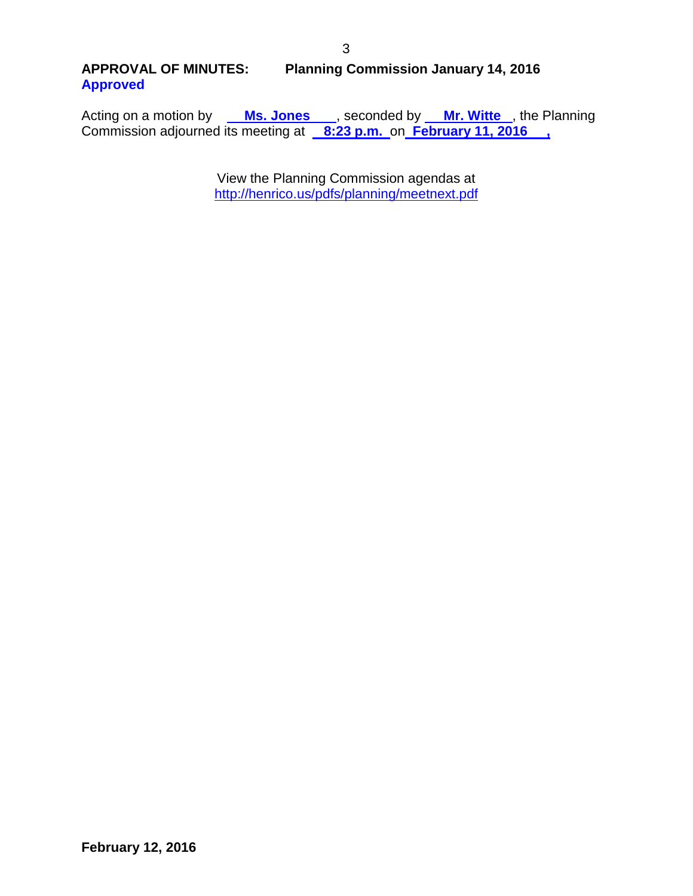**APPROVAL OF MINUTES: Planning Commission January 14, 2016**
**Approved**

Acting on a motion by **Ms. Jones**, seconded by **Mr. Witte**, the Planning Commission adjourned its meeting at **8:23 p.m.** on **February 11, 2016**,

View the Planning Commission agendas at
http://henrico.us/pdfs/planning/meetnext.pdf

**February 12, 2016**